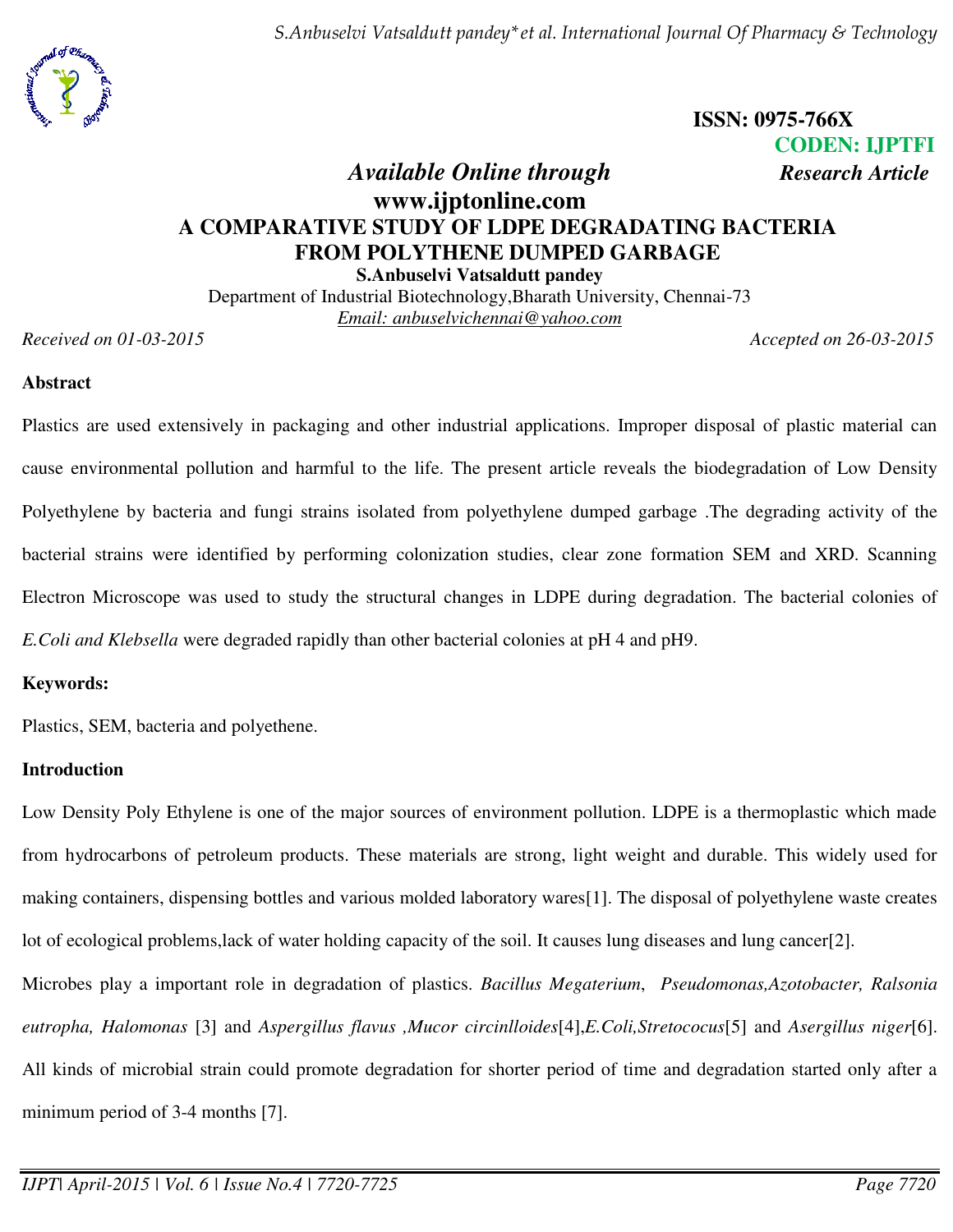**ISSN: 0975-766X**
**CODEN: IJPTFI**

*Available Online through* *Research Article*

**www.ijptonline.com**

# A COMPARATIVE STUDY OF LDPE DEGRADATING BACTERIA FROM POLYTHENE DUMPED GARBAGE

**S.Anbuselvi Vatsaldutt pandey**

Department of Industrial Biotechnology,Bharath University, Chennai-73

Email: anbuselvichennai@yahoo.com

*Received on 01-03-2015* *Accepted on 26-03-2015*

## Abstract

Plastics are used extensively in packaging and other industrial applications. Improper disposal of plastic material can cause environmental pollution and harmful to the life. The present article reveals the biodegradation of Low Density Polyethylene by bacteria and fungi strains isolated from polyethylene dumped garbage .The degrading activity of the bacterial strains were identified by performing colonization studies, clear zone formation SEM and XRD. Scanning Electron Microscope was used to study the structural changes in LDPE during degradation. The bacterial colonies of *E.Coli and Klebsella* were degraded rapidly than other bacterial colonies at pH 4 and pH9.

## Keywords:

Plastics, SEM, bacteria and polyethene.

## Introduction

Low Density Poly Ethylene is one of the major sources of environment pollution. LDPE is a thermoplastic which made from hydrocarbons of petroleum products. These materials are strong, light weight and durable. This widely used for making containers, dispensing bottles and various molded laboratory wares[1]. The disposal of polyethylene waste creates lot of ecological problems,lack of water holding capacity of the soil. It causes lung diseases and lung cancer[2].

Microbes play a important role in degradation of plastics. *Bacillus Megaterium*, *Pseudomonas,Azotobacter, Ralsonia eutropha, Halomonas* [3] and *Aspergillus flavus ,Mucor circinlloides*[4],*E.Coli,Stretococus*[5] and *Asergillus niger*[6]. All kinds of microbial strain could promote degradation for shorter period of time and degradation started only after a minimum period of 3-4 months [7].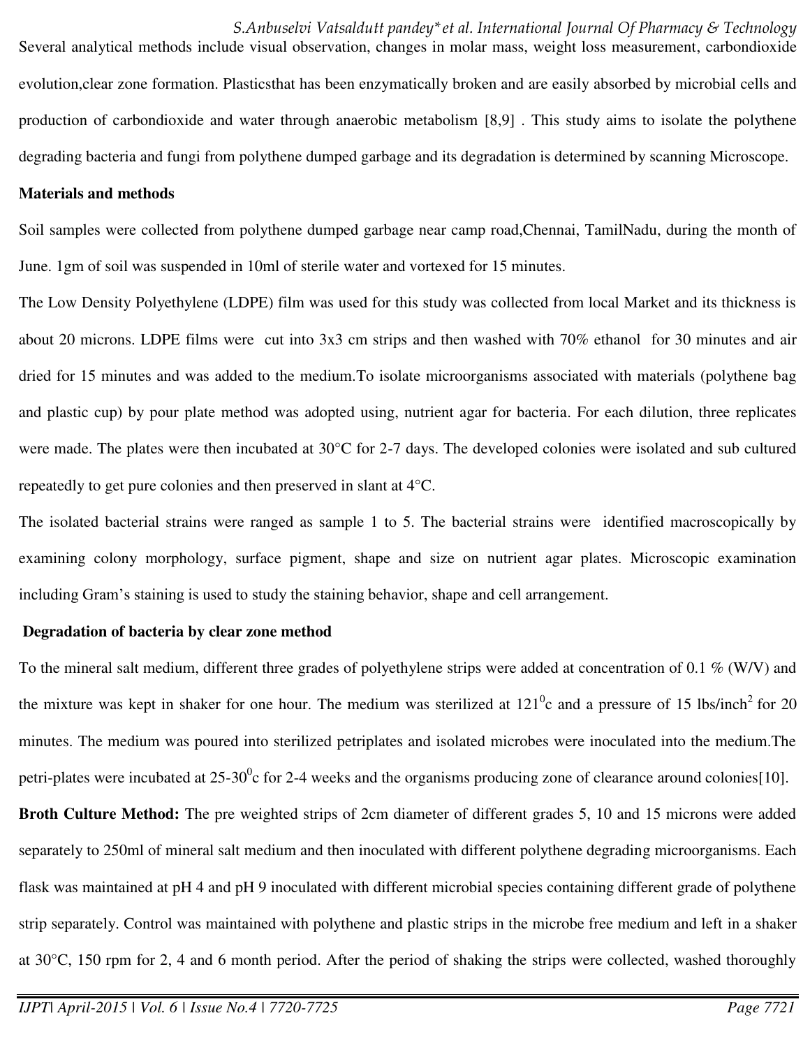Several analytical methods include visual observation, changes in molar mass, weight loss measurement, carbondioxide evolution,clear zone formation. Plasticsthat has been enzymatically broken and are easily absorbed by microbial cells and production of carbondioxide and water through anaerobic metabolism [8,9] . This study aims to isolate the polythene degrading bacteria and fungi from polythene dumped garbage and its degradation is determined by scanning Microscope.

**Materials and methods**

Soil samples were collected from polythene dumped garbage near camp road,Chennai, TamilNadu, during the month of June. 1gm of soil was suspended in 10ml of sterile water and vortexed for 15 minutes.

The Low Density Polyethylene (LDPE) film was used for this study was collected from local Market and its thickness is about 20 microns. LDPE films were cut into 3x3 cm strips and then washed with 70% ethanol for 30 minutes and air dried for 15 minutes and was added to the medium.To isolate microorganisms associated with materials (polythene bag and plastic cup) by pour plate method was adopted using, nutrient agar for bacteria. For each dilution, three replicates were made. The plates were then incubated at 30°C for 2-7 days. The developed colonies were isolated and sub cultured repeatedly to get pure colonies and then preserved in slant at 4°C.

The isolated bacterial strains were ranged as sample 1 to 5. The bacterial strains were identified macroscopically by examining colony morphology, surface pigment, shape and size on nutrient agar plates. Microscopic examination including Gram's staining is used to study the staining behavior, shape and cell arrangement.

**Degradation of bacteria by clear zone method**

To the mineral salt medium, different three grades of polyethylene strips were added at concentration of 0.1 % (W/V) and the mixture was kept in shaker for one hour. The medium was sterilized at $121^0$c and a pressure of 15 lbs/inch$^2$ for 20 minutes. The medium was poured into sterilized petriplates and isolated microbes were inoculated into the medium.The petri-plates were incubated at 25-30$^0$c for 2-4 weeks and the organisms producing zone of clearance around colonies[10].

**Broth Culture Method:** The pre weighted strips of 2cm diameter of different grades 5, 10 and 15 microns were added separately to 250ml of mineral salt medium and then inoculated with different polythene degrading microorganisms. Each flask was maintained at pH 4 and pH 9 inoculated with different microbial species containing different grade of polythene strip separately. Control was maintained with polythene and plastic strips in the microbe free medium and left in a shaker at 30°C, 150 rpm for 2, 4 and 6 month period. After the period of shaking the strips were collected, washed thoroughly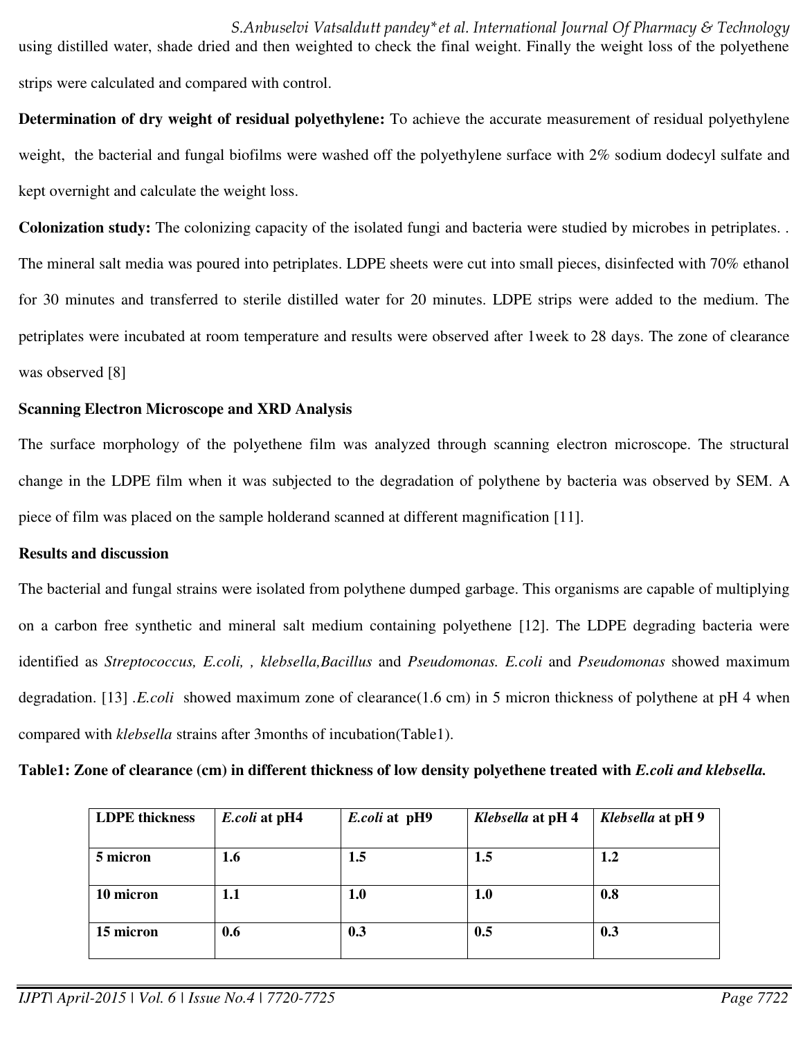using distilled water, shade dried and then weighted to check the final weight. Finally the weight loss of the polyethene strips were calculated and compared with control.

**Determination of dry weight of residual polyethylene:** To achieve the accurate measurement of residual polyethylene weight, the bacterial and fungal biofilms were washed off the polyethylene surface with 2% sodium dodecyl sulfate and kept overnight and calculate the weight loss.

**Colonization study:** The colonizing capacity of the isolated fungi and bacteria were studied by microbes in petriplates. . The mineral salt media was poured into petriplates. LDPE sheets were cut into small pieces, disinfected with 70% ethanol for 30 minutes and transferred to sterile distilled water for 20 minutes. LDPE strips were added to the medium. The petriplates were incubated at room temperature and results were observed after 1week to 28 days. The zone of clearance was observed [8]

**Scanning Electron Microscope and XRD Analysis**

The surface morphology of the polyethene film was analyzed through scanning electron microscope. The structural change in the LDPE film when it was subjected to the degradation of polythene by bacteria was observed by SEM. A piece of film was placed on the sample holderand scanned at different magnification [11].

**Results and discussion**

The bacterial and fungal strains were isolated from polythene dumped garbage. This organisms are capable of multiplying on a carbon free synthetic and mineral salt medium containing polyethene [12]. The LDPE degrading bacteria were identified as *Streptococcus, E.coli, , klebsella,Bacillus* and *Pseudomonas. E.coli* and *Pseudomonas* showed maximum degradation. [13] .*E.coli* showed maximum zone of clearance(1.6 cm) in 5 micron thickness of polythene at pH 4 when compared with *klebsella* strains after 3months of incubation(Table1).

**Table1: Zone of clearance (cm) in different thickness of low density polyethene treated with *E.coli and klebsella.***

| LDPE thickness | *E.coli* at pH4 | *E.coli* at pH9 | *Klebsella* at pH 4 | *Klebsella* at pH 9 |
|---|---|---|---|---|
| 5 micron | 1.6 | 1.5 | 1.5 | 1.2 |
| 10 micron | 1.1 | 1.0 | 1.0 | 0.8 |
| 15 micron | 0.6 | 0.3 | 0.5 | 0.3 |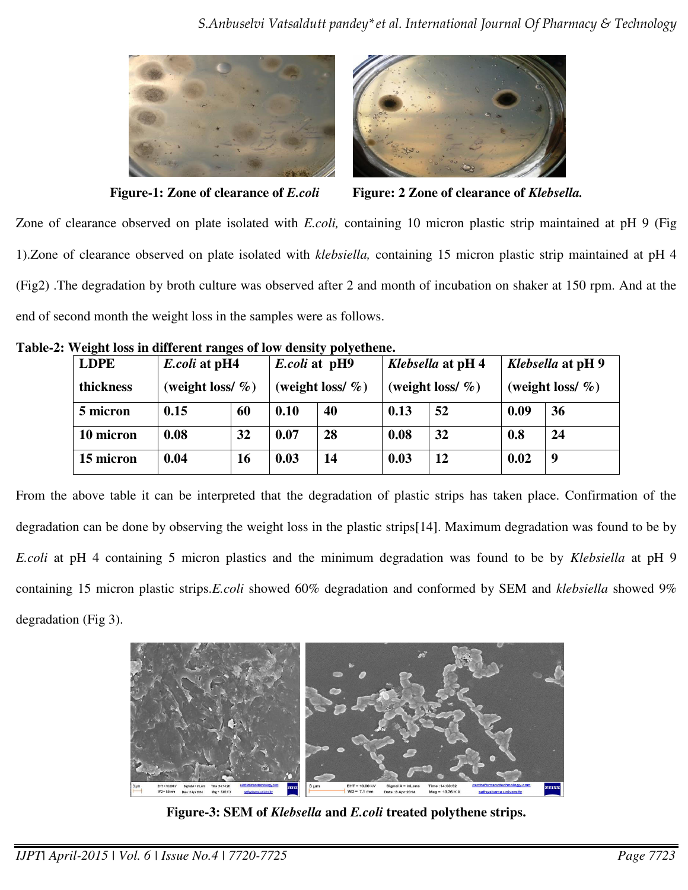**Figure-1: Zone of clearance of *E.coli***

**Figure: 2 Zone of clearance of *Klebsella.***

Zone of clearance observed on plate isolated with *E.coli,* containing 10 micron plastic strip maintained at pH 9 (Fig 1).Zone of clearance observed on plate isolated with *klebsiella,* containing 15 micron plastic strip maintained at pH 4 (Fig2) .The degradation by broth culture was observed after 2 and month of incubation on shaker at 150 rpm. And at the end of second month the weight loss in the samples were as follows.

**Table-2: Weight loss in different ranges of low density polyethene.**

| **LDPE thickness** | ***E.coli* at pH4 (weight loss/ %)** | | ***E.coli* at pH9 (weight loss/ %)** | | ***Klebsella* at pH 4 (weight loss/ %)** | | ***Klebsella* at pH 9 (weight loss/ %)** | |
|---|---|---|---|---|---|---|---|---|
| **5 micron** | **0.15** | **60** | **0.10** | **40** | **0.13** | **52** | **0.09** | **36** |
| **10 micron** | **0.08** | **32** | **0.07** | **28** | **0.08** | **32** | **0.8** | **24** |
| **15 micron** | **0.04** | **16** | **0.03** | **14** | **0.03** | **12** | **0.02** | **9** |

From the above table it can be interpreted that the degradation of plastic strips has taken place. Confirmation of the degradation can be done by observing the weight loss in the plastic strips[14]. Maximum degradation was found to be by *E.coli* at pH 4 containing 5 micron plastics and the minimum degradation was found to be by *Klebsiella* at pH 9 containing 15 micron plastic strips.*E.coli* showed 60% degradation and conformed by SEM and *klebsiella* showed 9% degradation (Fig 3).

**Figure-3: SEM of *Klebsella* and *E.coli* treated polythene strips.**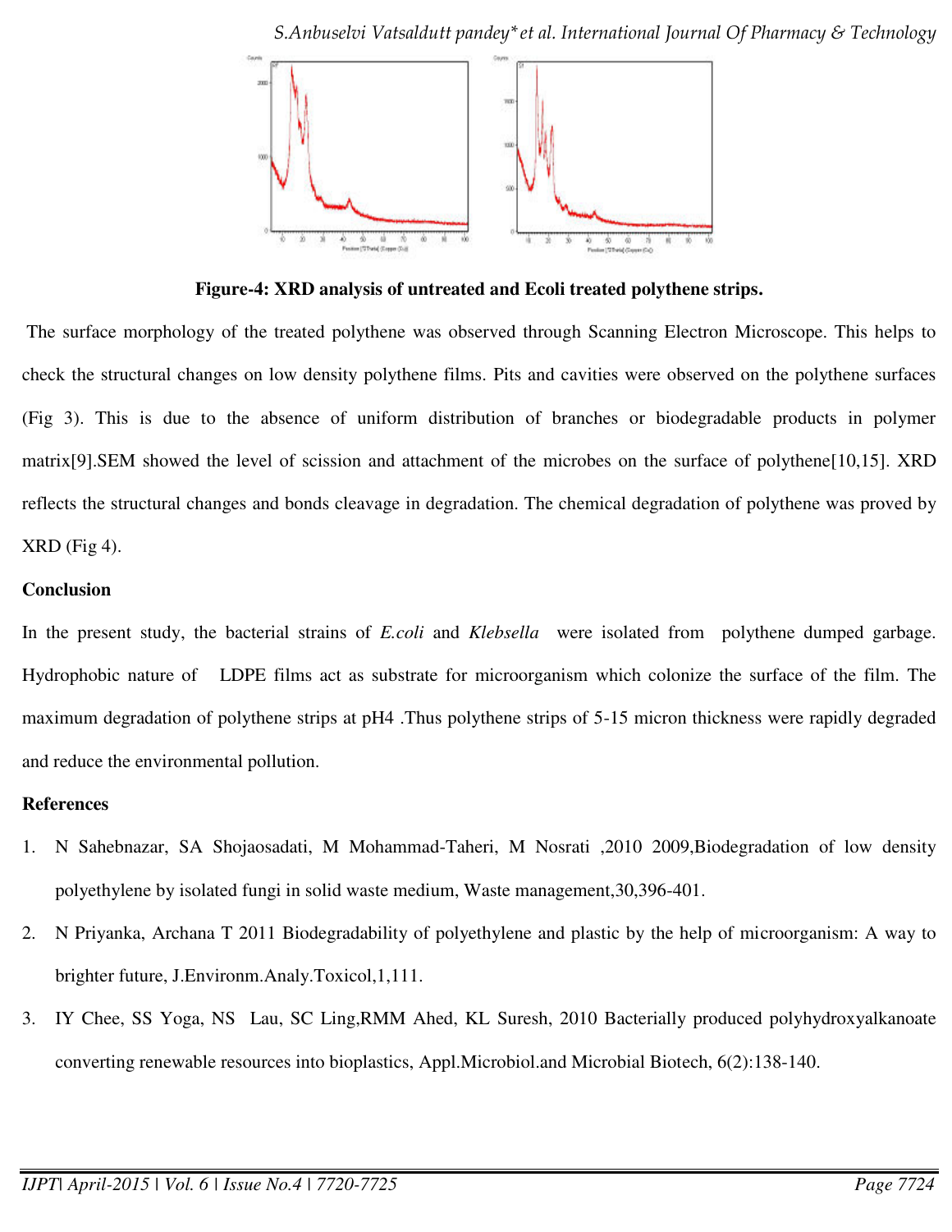**Figure-4: XRD analysis of untreated and Ecoli treated polythene strips.**

The surface morphology of the treated polythene was observed through Scanning Electron Microscope. This helps to check the structural changes on low density polythene films. Pits and cavities were observed on the polythene surfaces (Fig 3). This is due to the absence of uniform distribution of branches or biodegradable products in polymer matrix[9].SEM showed the level of scission and attachment of the microbes on the surface of polythene[10,15]. XRD reflects the structural changes and bonds cleavage in degradation. The chemical degradation of polythene was proved by XRD (Fig 4).

**Conclusion**

In the present study, the bacterial strains of *E.coli* and *Klebsella* were isolated from polythene dumped garbage. Hydrophobic nature of LDPE films act as substrate for microorganism which colonize the surface of the film. The maximum degradation of polythene strips at pH4 .Thus polythene strips of 5-15 micron thickness were rapidly degraded and reduce the environmental pollution.

**References**

1. N Sahebnazar, SA Shojaosadati, M Mohammad-Taheri, M Nosrati ,2010 2009,Biodegradation of low density polyethylene by isolated fungi in solid waste medium, Waste management,30,396-401.
2. N Priyanka, Archana T 2011 Biodegradability of polyethylene and plastic by the help of microorganism: A way to brighter future, J.Environm.Analy.Toxicol,1,111.
3. IY Chee, SS Yoga, NS Lau, SC Ling,RMM Ahed, KL Suresh, 2010 Bacterially produced polyhydroxyalkanoate converting renewable resources into bioplastics, Appl.Microbiol.and Microbial Biotech, 6(2):138-140.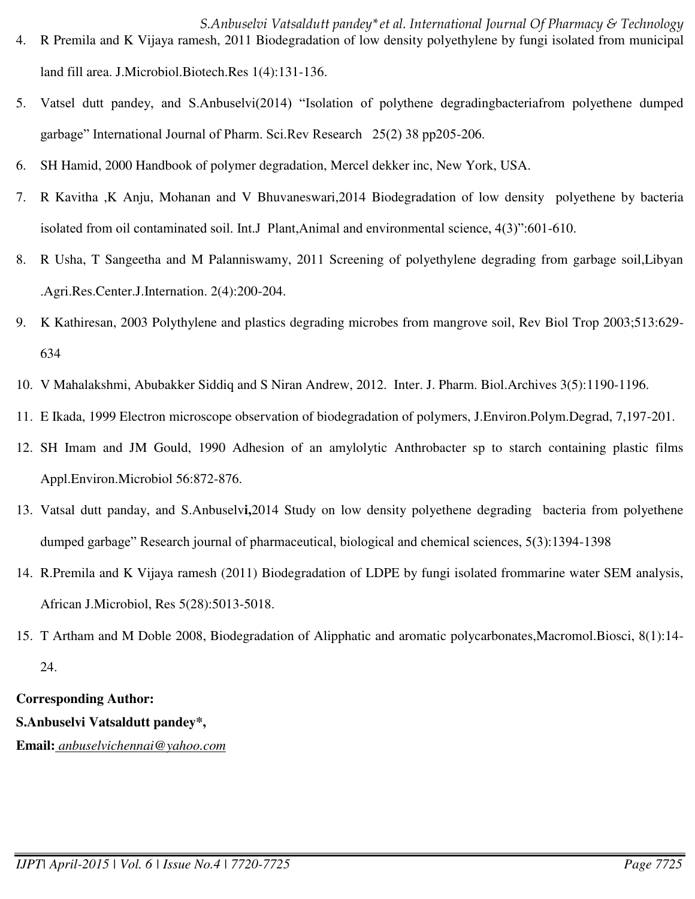4. R Premila and K Vijaya ramesh, 2011 Biodegradation of low density polyethylene by fungi isolated from municipal land fill area. J.Microbiol.Biotech.Res 1(4):131-136.
5. Vatsel dutt pandey, and S.Anbuselvi(2014) "Isolation of polythene degradingbacteriafrom polyethene dumped garbage" International Journal of Pharm. Sci.Rev Research 25(2) 38 pp205-206.
6. SH Hamid, 2000 Handbook of polymer degradation, Mercel dekker inc, New York, USA.
7. R Kavitha ,K Anju, Mohanan and V Bhuvaneswari,2014 Biodegradation of low density polyethene by bacteria isolated from oil contaminated soil. Int.J Plant,Animal and environmental science, 4(3)":601-610.
8. R Usha, T Sangeetha and M Palanniswamy, 2011 Screening of polyethylene degrading from garbage soil,Libyan .Agri.Res.Center.J.Internation. 2(4):200-204.
9. K Kathiresan, 2003 Polythylene and plastics degrading microbes from mangrove soil, Rev Biol Trop 2003;513:629-634
10. V Mahalakshmi, Abubakker Siddiq and S Niran Andrew, 2012. Inter. J. Pharm. Biol.Archives 3(5):1190-1196.
11. E Ikada, 1999 Electron microscope observation of biodegradation of polymers, J.Environ.Polym.Degrad, 7,197-201.
12. SH Imam and JM Gould, 1990 Adhesion of an amylolytic Anthrobacter sp to starch containing plastic films Appl.Environ.Microbiol 56:872-876.
13. Vatsal dutt panday, and S.Anbuselv**i,**2014 Study on low density polyethene degrading bacteria from polyethene dumped garbage" Research journal of pharmaceutical, biological and chemical sciences, 5(3):1394-1398
14. R.Premila and K Vijaya ramesh (2011) Biodegradation of LDPE by fungi isolated frommarine water SEM analysis, African J.Microbiol, Res 5(28):5013-5018.
15. T Artham and M Doble 2008, Biodegradation of Alipphatic and aromatic polycarbonates,Macromol.Biosci, 8(1):14-24.

**Corresponding Author:**

**S.Anbuselvi Vatsaldutt pandey*,**

**Email:** anbuselvichennai@yahoo.com